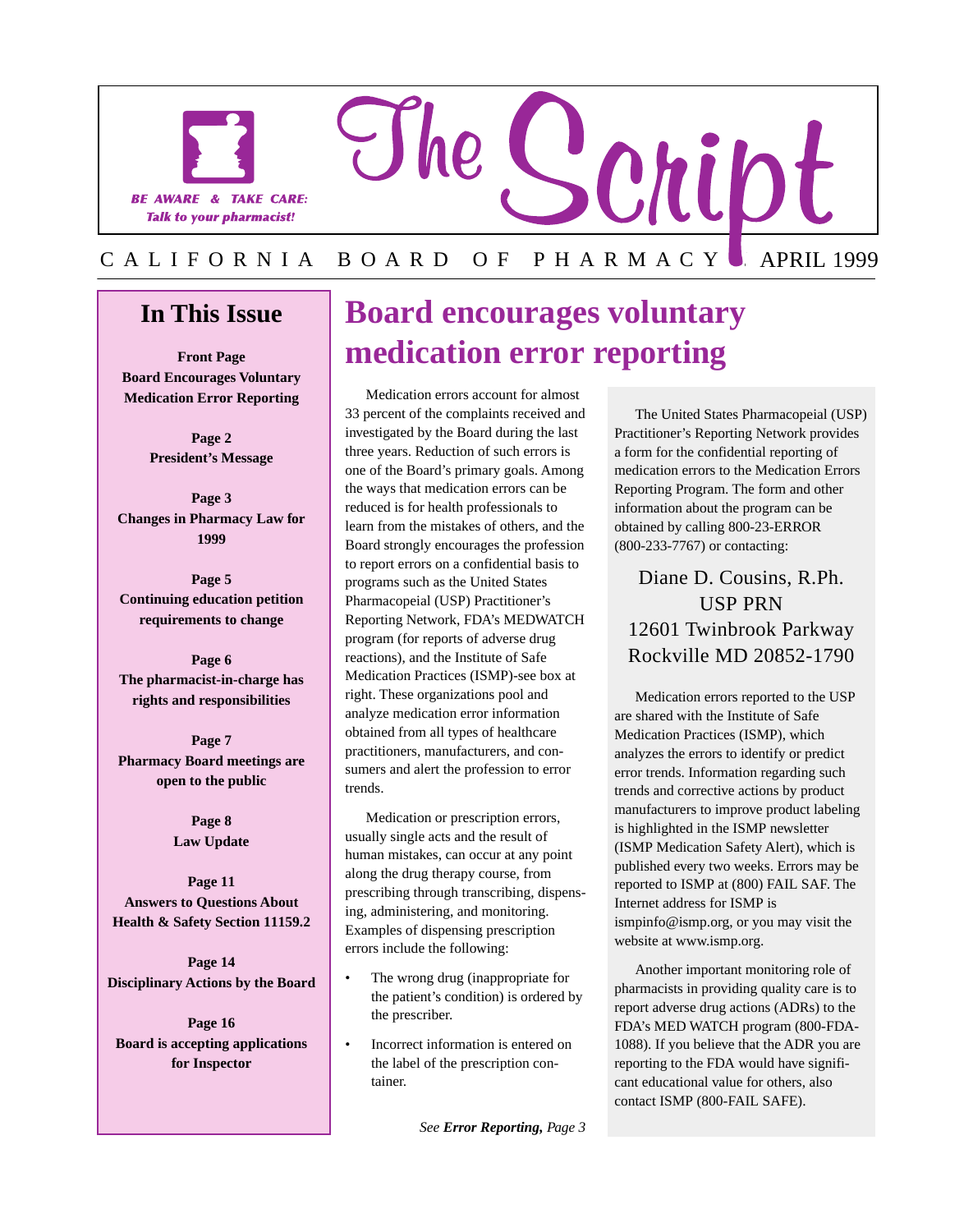BE AWARE & TAKE CARE:
*Talk to your pharmacist!*

# The Script

CALIFORNIA BOARD OF PHARMACY APRIL 1999

## In This Issue

**Front Page**
**Board Encourages Voluntary Medication Error Reporting**

**Page 2**
**President's Message**

**Page 3**
**Changes in Pharmacy Law for 1999**

**Page 5**
**Continuing education petition requirements to change**

**Page 6**
**The pharmacist-in-charge has rights and responsibilities**

**Page 7**
**Pharmacy Board meetings are open to the public**

**Page 8**
**Law Update**

**Page 11**
**Answers to Questions About Health & Safety Section 11159.2**

**Page 14**
**Disciplinary Actions by the Board**

**Page 16**
**Board is accepting applications for Inspector**

# Board encourages voluntary medication error reporting

Medication errors account for almost 33 percent of the complaints received and investigated by the Board during the last three years. Reduction of such errors is one of the Board's primary goals. Among the ways that medication errors can be reduced is for health professionals to learn from the mistakes of others, and the Board strongly encourages the profession to report errors on a confidential basis to programs such as the United States Pharmacopeial (USP) Practitioner's Reporting Network, FDA's MEDWATCH program (for reports of adverse drug reactions), and the Institute of Safe Medication Practices (ISMP)-see box at right. These organizations pool and analyze medication error information obtained from all types of healthcare practitioners, manufacturers, and consumers and alert the profession to error trends.

Medication or prescription errors, usually single acts and the result of human mistakes, can occur at any point along the drug therapy course, from prescribing through transcribing, dispensing, administering, and monitoring. Examples of dispensing prescription errors include the following:

- The wrong drug (inappropriate for the patient's condition) is ordered by the prescriber.
- Incorrect information is entered on the label of the prescription container.

*See* ***Error Reporting,*** *Page 3*

---

The United States Pharmacopeial (USP) Practitioner's Reporting Network provides a form for the confidential reporting of medication errors to the Medication Errors Reporting Program. The form and other information about the program can be obtained by calling 800-23-ERROR (800-233-7767) or contacting:

Diane D. Cousins, R.Ph.
USP PRN
12601 Twinbrook Parkway
Rockville MD 20852-1790

Medication errors reported to the USP are shared with the Institute of Safe Medication Practices (ISMP), which analyzes the errors to identify or predict error trends. Information regarding such trends and corrective actions by product manufacturers to improve product labeling is highlighted in the ISMP newsletter (ISMP Medication Safety Alert), which is published every two weeks. Errors may be reported to ISMP at (800) FAIL SAF. The Internet address for ISMP is ismpinfo@ismp.org, or you may visit the website at www.ismp.org.

Another important monitoring role of pharmacists in providing quality care is to report adverse drug actions (ADRs) to the FDA's MED WATCH program (800-FDA-1088). If you believe that the ADR you are reporting to the FDA would have significant educational value for others, also contact ISMP (800-FAIL SAFE).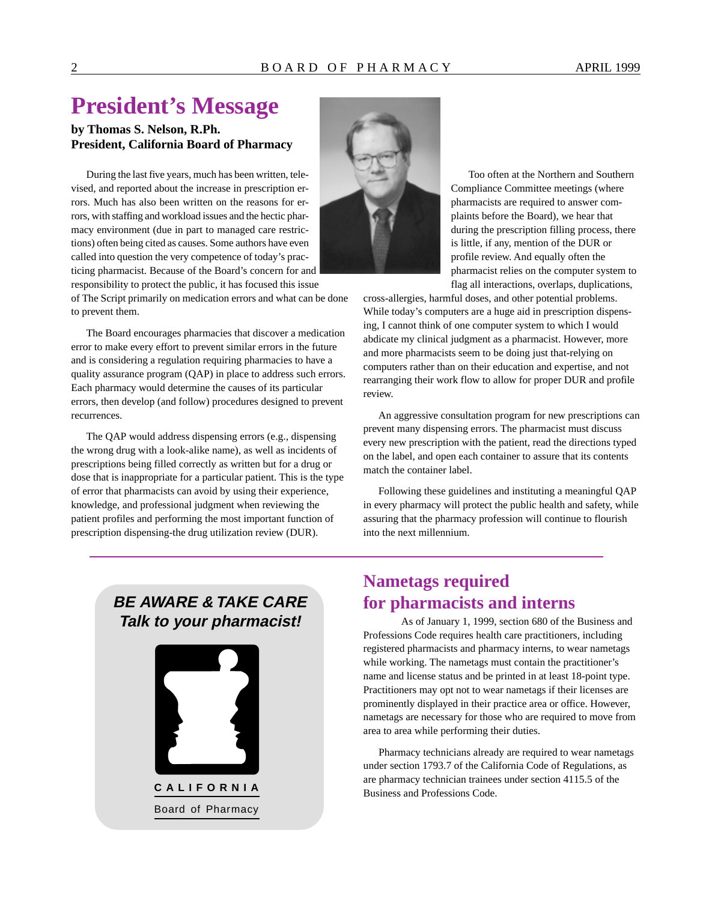# President's Message

**by Thomas S. Nelson, R.Ph.**
**President, California Board of Pharmacy**

During the last five years, much has been written, televised, and reported about the increase in prescription errors. Much has also been written on the reasons for errors, with staffing and workload issues and the hectic pharmacy environment (due in part to managed care restrictions) often being cited as causes. Some authors have even called into question the very competence of today's practicing pharmacist. Because of the Board's concern for and responsibility to protect the public, it has focused this issue of The Script primarily on medication errors and what can be done to prevent them.

The Board encourages pharmacies that discover a medication error to make every effort to prevent similar errors in the future and is considering a regulation requiring pharmacies to have a quality assurance program (QAP) in place to address such errors. Each pharmacy would determine the causes of its particular errors, then develop (and follow) procedures designed to prevent recurrences.

The QAP would address dispensing errors (e.g., dispensing the wrong drug with a look-alike name), as well as incidents of prescriptions being filled correctly as written but for a drug or dose that is inappropriate for a particular patient. This is the type of error that pharmacists can avoid by using their experience, knowledge, and professional judgment when reviewing the patient profiles and performing the most important function of prescription dispensing-the drug utilization review (DUR).

Too often at the Northern and Southern Compliance Committee meetings (where pharmacists are required to answer complaints before the Board), we hear that during the prescription filling process, there is little, if any, mention of the DUR or profile review. And equally often the pharmacist relies on the computer system to flag all interactions, overlaps, duplications, cross-allergies, harmful doses, and other potential problems. While today's computers are a huge aid in prescription dispensing, I cannot think of one computer system to which I would abdicate my clinical judgment as a pharmacist. However, more and more pharmacists seem to be doing just that-relying on computers rather than on their education and expertise, and not rearranging their work flow to allow for proper DUR and profile review.

An aggressive consultation program for new prescriptions can prevent many dispensing errors. The pharmacist must discuss every new prescription with the patient, read the directions typed on the label, and open each container to assure that its contents match the container label.

Following these guidelines and instituting a meaningful QAP in every pharmacy will protect the public health and safety, while assuring that the pharmacy profession will continue to flourish into the next millennium.

---

***BE AWARE & TAKE CARE***
***Talk to your pharmacist!***

CALIFORNIA
Board of Pharmacy

## Nametags required for pharmacists and interns

As of January 1, 1999, section 680 of the Business and Professions Code requires health care practitioners, including registered pharmacists and pharmacy interns, to wear nametags while working. The nametags must contain the practitioner's name and license status and be printed in at least 18-point type. Practitioners may opt not to wear nametags if their licenses are prominently displayed in their practice area or office. However, nametags are necessary for those who are required to move from area to area while performing their duties.

Pharmacy technicians already are required to wear nametags under section 1793.7 of the California Code of Regulations, as are pharmacy technician trainees under section 4115.5 of the Business and Professions Code.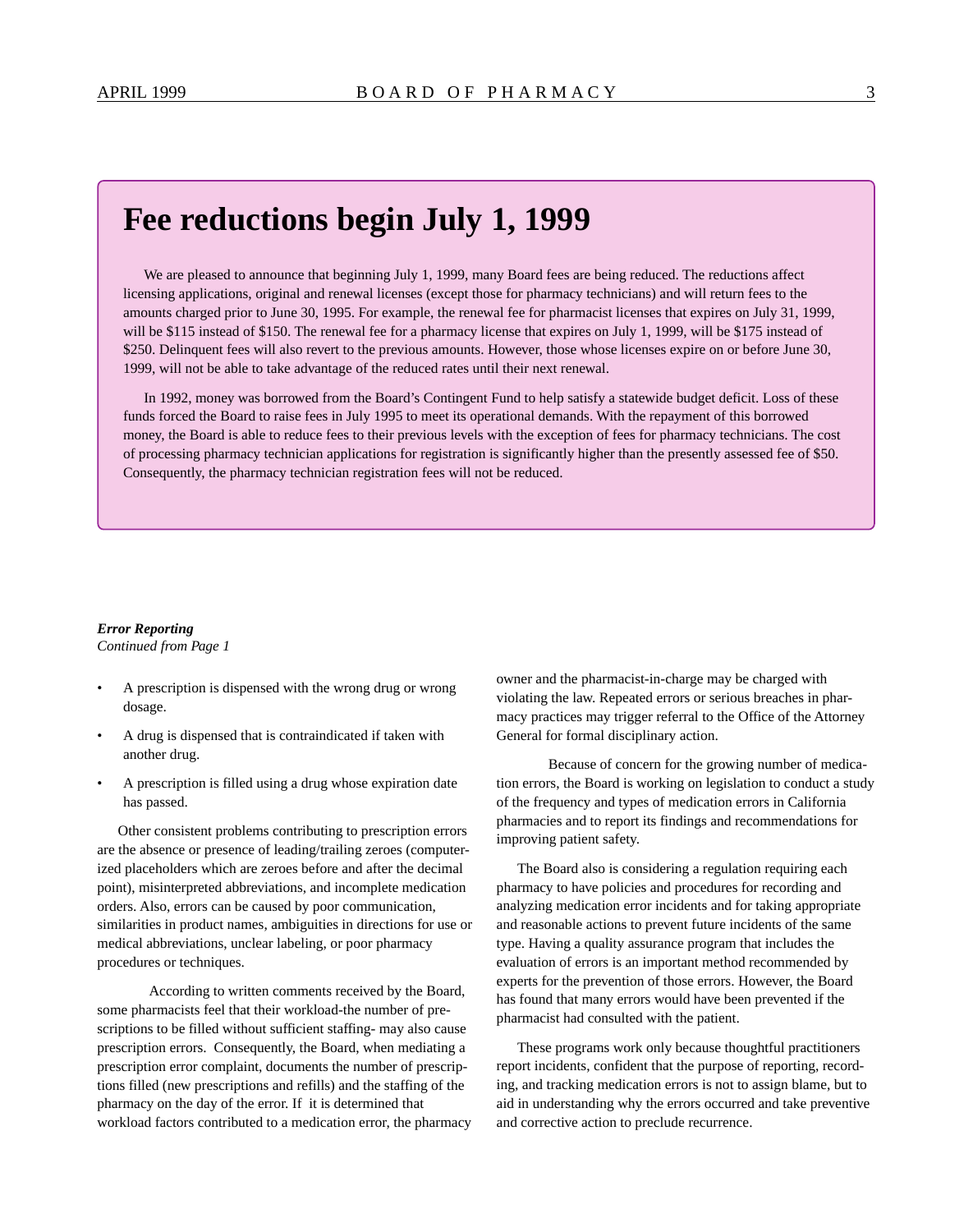# Fee reductions begin July 1, 1999

We are pleased to announce that beginning July 1, 1999, many Board fees are being reduced. The reductions affect licensing applications, original and renewal licenses (except those for pharmacy technicians) and will return fees to the amounts charged prior to June 30, 1995. For example, the renewal fee for pharmacist licenses that expires on July 31, 1999, will be $115 instead of $150. The renewal fee for a pharmacy license that expires on July 1, 1999, will be $175 instead of $250. Delinquent fees will also revert to the previous amounts. However, those whose licenses expire on or before June 30, 1999, will not be able to take advantage of the reduced rates until their next renewal.

In 1992, money was borrowed from the Board's Contingent Fund to help satisfy a statewide budget deficit. Loss of these funds forced the Board to raise fees in July 1995 to meet its operational demands. With the repayment of this borrowed money, the Board is able to reduce fees to their previous levels with the exception of fees for pharmacy technicians. The cost of processing pharmacy technician applications for registration is significantly higher than the presently assessed fee of $50. Consequently, the pharmacy technician registration fees will not be reduced.

***Error Reporting***
*Continued from Page 1*

- A prescription is dispensed with the wrong drug or wrong dosage.
- A drug is dispensed that is contraindicated if taken with another drug.
- A prescription is filled using a drug whose expiration date has passed.

Other consistent problems contributing to prescription errors are the absence or presence of leading/trailing zeroes (computerized placeholders which are zeroes before and after the decimal point), misinterpreted abbreviations, and incomplete medication orders. Also, errors can be caused by poor communication, similarities in product names, ambiguities in directions for use or medical abbreviations, unclear labeling, or poor pharmacy procedures or techniques.

According to written comments received by the Board, some pharmacists feel that their workload-the number of prescriptions to be filled without sufficient staffing- may also cause prescription errors. Consequently, the Board, when mediating a prescription error complaint, documents the number of prescriptions filled (new prescriptions and refills) and the staffing of the pharmacy on the day of the error. If it is determined that workload factors contributed to a medication error, the pharmacy owner and the pharmacist-in-charge may be charged with violating the law. Repeated errors or serious breaches in pharmacy practices may trigger referral to the Office of the Attorney General for formal disciplinary action.

Because of concern for the growing number of medication errors, the Board is working on legislation to conduct a study of the frequency and types of medication errors in California pharmacies and to report its findings and recommendations for improving patient safety.

The Board also is considering a regulation requiring each pharmacy to have policies and procedures for recording and analyzing medication error incidents and for taking appropriate and reasonable actions to prevent future incidents of the same type. Having a quality assurance program that includes the evaluation of errors is an important method recommended by experts for the prevention of those errors. However, the Board has found that many errors would have been prevented if the pharmacist had consulted with the patient.

These programs work only because thoughtful practitioners report incidents, confident that the purpose of reporting, recording, and tracking medication errors is not to assign blame, but to aid in understanding why the errors occurred and take preventive and corrective action to preclude recurrence.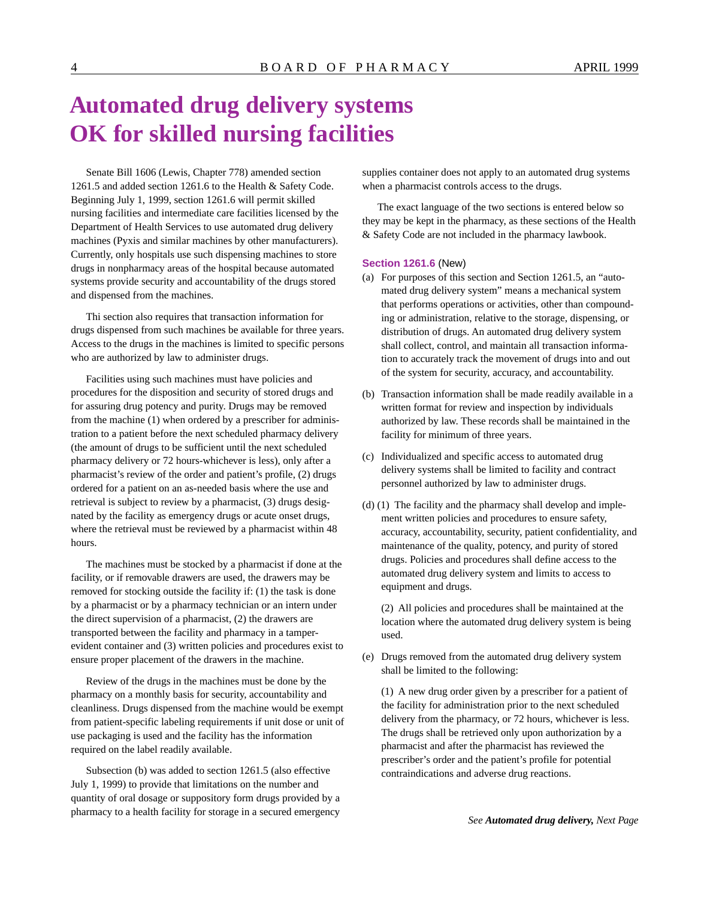# Automated drug delivery systems OK for skilled nursing facilities

Senate Bill 1606 (Lewis, Chapter 778) amended section 1261.5 and added section 1261.6 to the Health & Safety Code. Beginning July 1, 1999, section 1261.6 will permit skilled nursing facilities and intermediate care facilities licensed by the Department of Health Services to use automated drug delivery machines (Pyxis and similar machines by other manufacturers). Currently, only hospitals use such dispensing machines to store drugs in nonpharmacy areas of the hospital because automated systems provide security and accountability of the drugs stored and dispensed from the machines.

Thi section also requires that transaction information for drugs dispensed from such machines be available for three years. Access to the drugs in the machines is limited to specific persons who are authorized by law to administer drugs.

Facilities using such machines must have policies and procedures for the disposition and security of stored drugs and for assuring drug potency and purity. Drugs may be removed from the machine (1) when ordered by a prescriber for administration to a patient before the next scheduled pharmacy delivery (the amount of drugs to be sufficient until the next scheduled pharmacy delivery or 72 hours-whichever is less), only after a pharmacist's review of the order and patient's profile, (2) drugs ordered for a patient on an as-needed basis where the use and retrieval is subject to review by a pharmacist, (3) drugs designated by the facility as emergency drugs or acute onset drugs, where the retrieval must be reviewed by a pharmacist within 48 hours.

The machines must be stocked by a pharmacist if done at the facility, or if removable drawers are used, the drawers may be removed for stocking outside the facility if: (1) the task is done by a pharmacist or by a pharmacy technician or an intern under the direct supervision of a pharmacist, (2) the drawers are transported between the facility and pharmacy in a tamper-evident container and (3) written policies and procedures exist to ensure proper placement of the drawers in the machine.

Review of the drugs in the machines must be done by the pharmacy on a monthly basis for security, accountability and cleanliness. Drugs dispensed from the machine would be exempt from patient-specific labeling requirements if unit dose or unit of use packaging is used and the facility has the information required on the label readily available.

Subsection (b) was added to section 1261.5 (also effective July 1, 1999) to provide that limitations on the number and quantity of oral dosage or suppository form drugs provided by a pharmacy to a health facility for storage in a secured emergency supplies container does not apply to an automated drug systems when a pharmacist controls access to the drugs.

The exact language of the two sections is entered below so they may be kept in the pharmacy, as these sections of the Health & Safety Code are not included in the pharmacy lawbook.

**Section 1261.6** (New)

(a) For purposes of this section and Section 1261.5, an "automated drug delivery system" means a mechanical system that performs operations or activities, other than compounding or administration, relative to the storage, dispensing, or distribution of drugs. An automated drug delivery system shall collect, control, and maintain all transaction information to accurately track the movement of drugs into and out of the system for security, accuracy, and accountability.

(b) Transaction information shall be made readily available in a written format for review and inspection by individuals authorized by law. These records shall be maintained in the facility for minimum of three years.

(c) Individualized and specific access to automated drug delivery systems shall be limited to facility and contract personnel authorized by law to administer drugs.

(d) (1) The facility and the pharmacy shall develop and implement written policies and procedures to ensure safety, accuracy, accountability, security, patient confidentiality, and maintenance of the quality, potency, and purity of stored drugs. Policies and procedures shall define access to the automated drug delivery system and limits to access to equipment and drugs.

(2) All policies and procedures shall be maintained at the location where the automated drug delivery system is being used.

(e) Drugs removed from the automated drug delivery system shall be limited to the following:

(1) A new drug order given by a prescriber for a patient of the facility for administration prior to the next scheduled delivery from the pharmacy, or 72 hours, whichever is less. The drugs shall be retrieved only upon authorization by a pharmacist and after the pharmacist has reviewed the prescriber's order and the patient's profile for potential contraindications and adverse drug reactions.

*See **Automated drug delivery,** Next Page*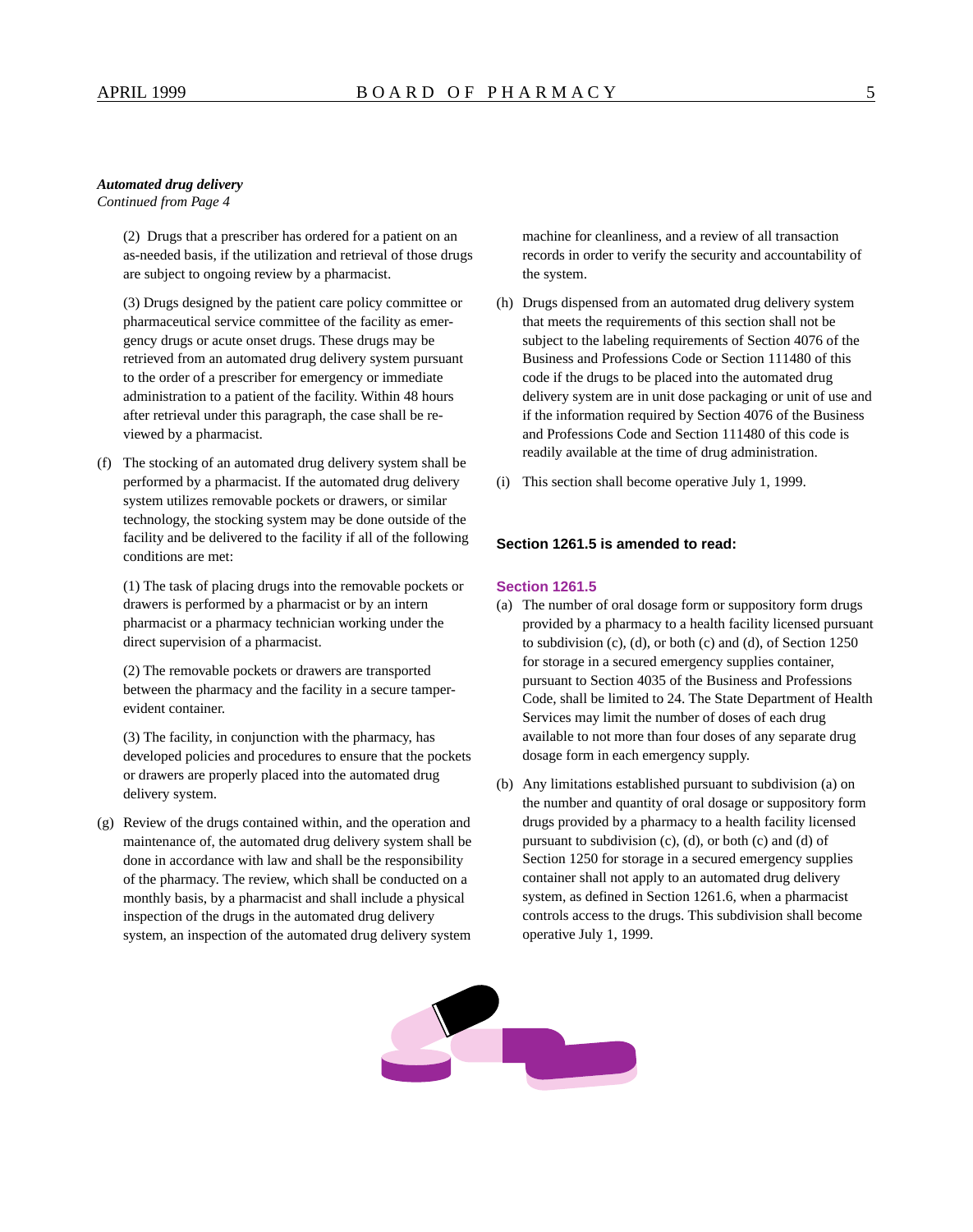***Automated drug delivery***
*Continued from Page 4*

(2) Drugs that a prescriber has ordered for a patient on an as-needed basis, if the utilization and retrieval of those drugs are subject to ongoing review by a pharmacist.

(3) Drugs designed by the patient care policy committee or pharmaceutical service committee of the facility as emergency drugs or acute onset drugs. These drugs may be retrieved from an automated drug delivery system pursuant to the order of a prescriber for emergency or immediate administration to a patient of the facility. Within 48 hours after retrieval under this paragraph, the case shall be reviewed by a pharmacist.

(f) The stocking of an automated drug delivery system shall be performed by a pharmacist. If the automated drug delivery system utilizes removable pockets or drawers, or similar technology, the stocking system may be done outside of the facility and be delivered to the facility if all of the following conditions are met:

(1) The task of placing drugs into the removable pockets or drawers is performed by a pharmacist or by an intern pharmacist or a pharmacy technician working under the direct supervision of a pharmacist.

(2) The removable pockets or drawers are transported between the pharmacy and the facility in a secure tamper-evident container.

(3) The facility, in conjunction with the pharmacy, has developed policies and procedures to ensure that the pockets or drawers are properly placed into the automated drug delivery system.

(g) Review of the drugs contained within, and the operation and maintenance of, the automated drug delivery system shall be done in accordance with law and shall be the responsibility of the pharmacy. The review, which shall be conducted on a monthly basis, by a pharmacist and shall include a physical inspection of the drugs in the automated drug delivery system, an inspection of the automated drug delivery system machine for cleanliness, and a review of all transaction records in order to verify the security and accountability of the system.

(h) Drugs dispensed from an automated drug delivery system that meets the requirements of this section shall not be subject to the labeling requirements of Section 4076 of the Business and Professions Code or Section 111480 of this code if the drugs to be placed into the automated drug delivery system are in unit dose packaging or unit of use and if the information required by Section 4076 of the Business and Professions Code and Section 111480 of this code is readily available at the time of drug administration.

(i) This section shall become operative July 1, 1999.

**Section 1261.5 is amended to read:**

**Section 1261.5**

(a) The number of oral dosage form or suppository form drugs provided by a pharmacy to a health facility licensed pursuant to subdivision (c), (d), or both (c) and (d), of Section 1250 for storage in a secured emergency supplies container, pursuant to Section 4035 of the Business and Professions Code, shall be limited to 24. The State Department of Health Services may limit the number of doses of each drug available to not more than four doses of any separate drug dosage form in each emergency supply.

(b) Any limitations established pursuant to subdivision (a) on the number and quantity of oral dosage or suppository form drugs provided by a pharmacy to a health facility licensed pursuant to subdivision (c), (d), or both (c) and (d) of Section 1250 for storage in a secured emergency supplies container shall not apply to an automated drug delivery system, as defined in Section 1261.6, when a pharmacist controls access to the drugs. This subdivision shall become operative July 1, 1999.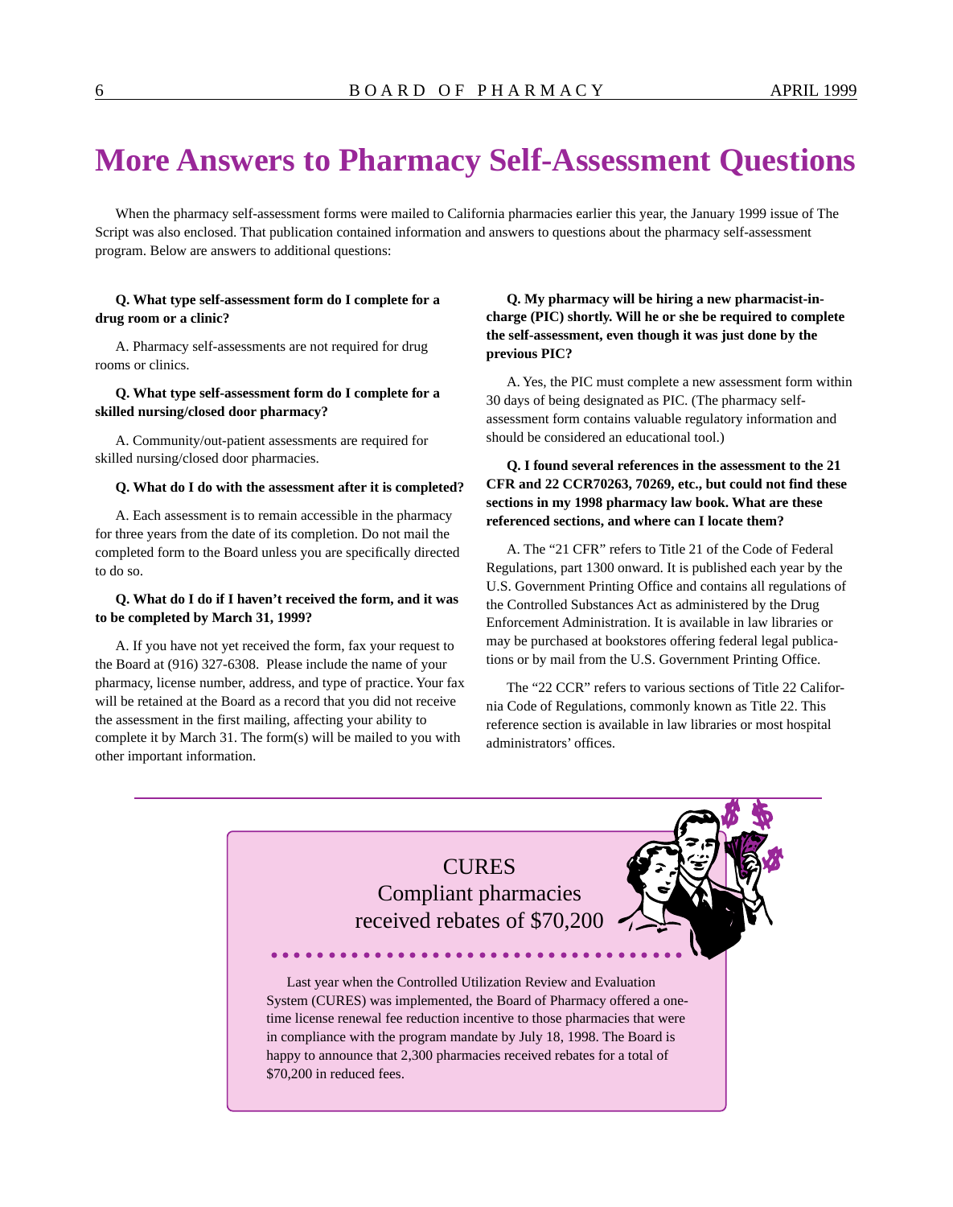# More Answers to Pharmacy Self-Assessment Questions

When the pharmacy self-assessment forms were mailed to California pharmacies earlier this year, the January 1999 issue of The Script was also enclosed. That publication contained information and answers to questions about the pharmacy self-assessment program. Below are answers to additional questions:

**Q. What type self-assessment form do I complete for a drug room or a clinic?**

A. Pharmacy self-assessments are not required for drug rooms or clinics.

**Q. What type self-assessment form do I complete for a skilled nursing/closed door pharmacy?**

A. Community/out-patient assessments are required for skilled nursing/closed door pharmacies.

**Q. What do I do with the assessment after it is completed?**

A. Each assessment is to remain accessible in the pharmacy for three years from the date of its completion. Do not mail the completed form to the Board unless you are specifically directed to do so.

**Q. What do I do if I haven't received the form, and it was to be completed by March 31, 1999?**

A. If you have not yet received the form, fax your request to the Board at (916) 327-6308. Please include the name of your pharmacy, license number, address, and type of practice. Your fax will be retained at the Board as a record that you did not receive the assessment in the first mailing, affecting your ability to complete it by March 31. The form(s) will be mailed to you with other important information.

**Q. My pharmacy will be hiring a new pharmacist-in-charge (PIC) shortly. Will he or she be required to complete the self-assessment, even though it was just done by the previous PIC?**

A. Yes, the PIC must complete a new assessment form within 30 days of being designated as PIC. (The pharmacy self-assessment form contains valuable regulatory information and should be considered an educational tool.)

**Q. I found several references in the assessment to the 21 CFR and 22 CCR70263, 70269, etc., but could not find these sections in my 1998 pharmacy law book. What are these referenced sections, and where can I locate them?**

A. The "21 CFR" refers to Title 21 of the Code of Federal Regulations, part 1300 onward. It is published each year by the U.S. Government Printing Office and contains all regulations of the Controlled Substances Act as administered by the Drug Enforcement Administration. It is available in law libraries or may be purchased at bookstores offering federal legal publications or by mail from the U.S. Government Printing Office.

The "22 CCR" refers to various sections of Title 22 California Code of Regulations, commonly known as Title 22. This reference section is available in law libraries or most hospital administrators' offices.

---

## CURES Compliant pharmacies received rebates of $70,200

Last year when the Controlled Utilization Review and Evaluation System (CURES) was implemented, the Board of Pharmacy offered a one-time license renewal fee reduction incentive to those pharmacies that were in compliance with the program mandate by July 18, 1998. The Board is happy to announce that 2,300 pharmacies received rebates for a total of $70,200 in reduced fees.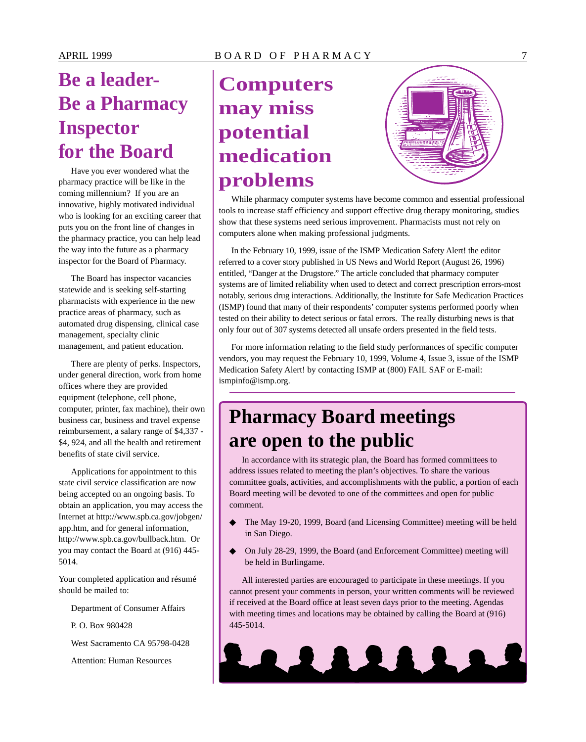# Be a leader- Be a Pharmacy Inspector for the Board

Have you ever wondered what the pharmacy practice will be like in the coming millennium? If you are an innovative, highly motivated individual who is looking for an exciting career that puts you on the front line of changes in the pharmacy practice, you can help lead the way into the future as a pharmacy inspector for the Board of Pharmacy.

The Board has inspector vacancies statewide and is seeking self-starting pharmacists with experience in the new practice areas of pharmacy, such as automated drug dispensing, clinical case management, specialty clinic management, and patient education.

There are plenty of perks. Inspectors, under general direction, work from home offices where they are provided equipment (telephone, cell phone, computer, printer, fax machine), their own business car, business and travel expense reimbursement, a salary range of $4,337 - $4, 924, and all the health and retirement benefits of state civil service.

Applications for appointment to this state civil service classification are now being accepted on an ongoing basis. To obtain an application, you may access the Internet at http://www.spb.ca.gov/jobgen/app.htm, and for general information, http://www.spb.ca.gov/bullback.htm. Or you may contact the Board at (916) 445-5014.

Your completed application and résumé should be mailed to:

Department of Consumer Affairs

P. O. Box 980428

West Sacramento CA 95798-0428

Attention: Human Resources

# Computers may miss potential medication problems

While pharmacy computer systems have become common and essential professional tools to increase staff efficiency and support effective drug therapy monitoring, studies show that these systems need serious improvement. Pharmacists must not rely on computers alone when making professional judgments.

In the February 10, 1999, issue of the ISMP Medication Safety Alert! the editor referred to a cover story published in US News and World Report (August 26, 1996) entitled, "Danger at the Drugstore." The article concluded that pharmacy computer systems are of limited reliability when used to detect and correct prescription errors-most notably, serious drug interactions. Additionally, the Institute for Safe Medication Practices (ISMP) found that many of their respondents' computer systems performed poorly when tested on their ability to detect serious or fatal errors. The really disturbing news is that only four out of 307 systems detected all unsafe orders presented in the field tests.

For more information relating to the field study performances of specific computer vendors, you may request the February 10, 1999, Volume 4, Issue 3, issue of the ISMP Medication Safety Alert! by contacting ISMP at (800) FAIL SAF or E-mail: ismpinfo@ismp.org.

# Pharmacy Board meetings are open to the public

In accordance with its strategic plan, the Board has formed committees to address issues related to meeting the plan's objectives. To share the various committee goals, activities, and accomplishments with the public, a portion of each Board meeting will be devoted to one of the committees and open for public comment.

- The May 19-20, 1999, Board (and Licensing Committee) meeting will be held in San Diego.
- On July 28-29, 1999, the Board (and Enforcement Committee) meeting will be held in Burlingame.

All interested parties are encouraged to participate in these meetings. If you cannot present your comments in person, your written comments will be reviewed if received at the Board office at least seven days prior to the meeting. Agendas with meeting times and locations may be obtained by calling the Board at (916) 445-5014.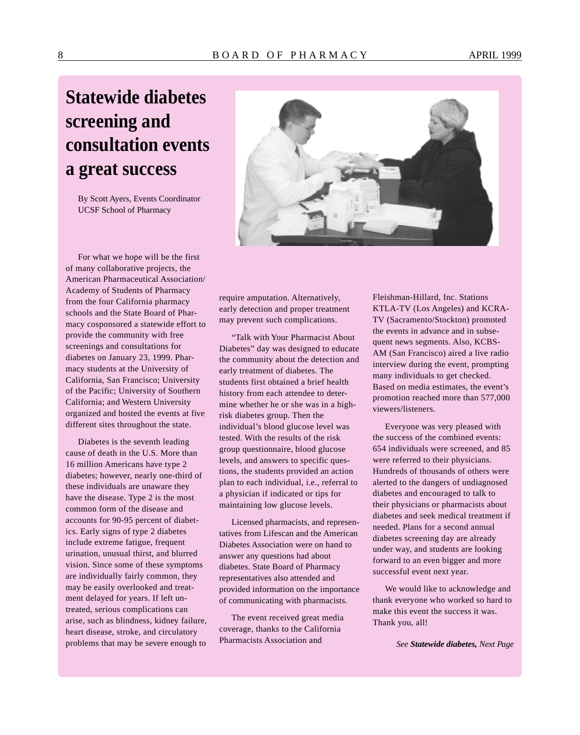# Statewide diabetes screening and consultation events a great success

By Scott Ayers, Events Coordinator
UCSF School of Pharmacy

For what we hope will be the first of many collaborative projects, the American Pharmaceutical Association/Academy of Students of Pharmacy from the four California pharmacy schools and the State Board of Pharmacy cosponsored a statewide effort to provide the community with free screenings and consultations for diabetes on January 23, 1999. Pharmacy students at the University of California, San Francisco; University of the Pacific; University of Southern California; and Western University organized and hosted the events at five different sites throughout the state.

Diabetes is the seventh leading cause of death in the U.S. More than 16 million Americans have type 2 diabetes; however, nearly one-third of these individuals are unaware they have the disease. Type 2 is the most common form of the disease and accounts for 90-95 percent of diabetics. Early signs of type 2 diabetes include extreme fatigue, frequent urination, unusual thirst, and blurred vision. Since some of these symptoms are individually fairly common, they may be easily overlooked and treatment delayed for years. If left untreated, serious complications can arise, such as blindness, kidney failure, heart disease, stroke, and circulatory problems that may be severe enough to require amputation. Alternatively, early detection and proper treatment may prevent such complications.

"Talk with Your Pharmacist About Diabetes" day was designed to educate the community about the detection and early treatment of diabetes. The students first obtained a brief health history from each attendee to determine whether he or she was in a high-risk diabetes group. Then the individual's blood glucose level was tested. With the results of the risk group questionnaire, blood glucose levels, and answers to specific questions, the students provided an action plan to each individual, i.e., referral to a physician if indicated or tips for maintaining low glucose levels.

Licensed pharmacists, and representatives from Lifescan and the American Diabetes Association were on hand to answer any questions had about diabetes. State Board of Pharmacy representatives also attended and provided information on the importance of communicating with pharmacists.

The event received great media coverage, thanks to the California Pharmacists Association and Fleishman-Hillard, Inc. Stations KTLA-TV (Los Angeles) and KCRA-TV (Sacramento/Stockton) promoted the events in advance and in subsequent news segments. Also, KCBS-AM (San Francisco) aired a live radio interview during the event, prompting many individuals to get checked. Based on media estimates, the event's promotion reached more than 577,000 viewers/listeners.

Everyone was very pleased with the success of the combined events: 654 individuals were screened, and 85 were referred to their physicians. Hundreds of thousands of others were alerted to the dangers of undiagnosed diabetes and encouraged to talk to their physicians or pharmacists about diabetes and seek medical treatment if needed. Plans for a second annual diabetes screening day are already under way, and students are looking forward to an even bigger and more successful event next year.

We would like to acknowledge and thank everyone who worked so hard to make this event the success it was. Thank you, all!

*See **Statewide diabetes,** Next Page*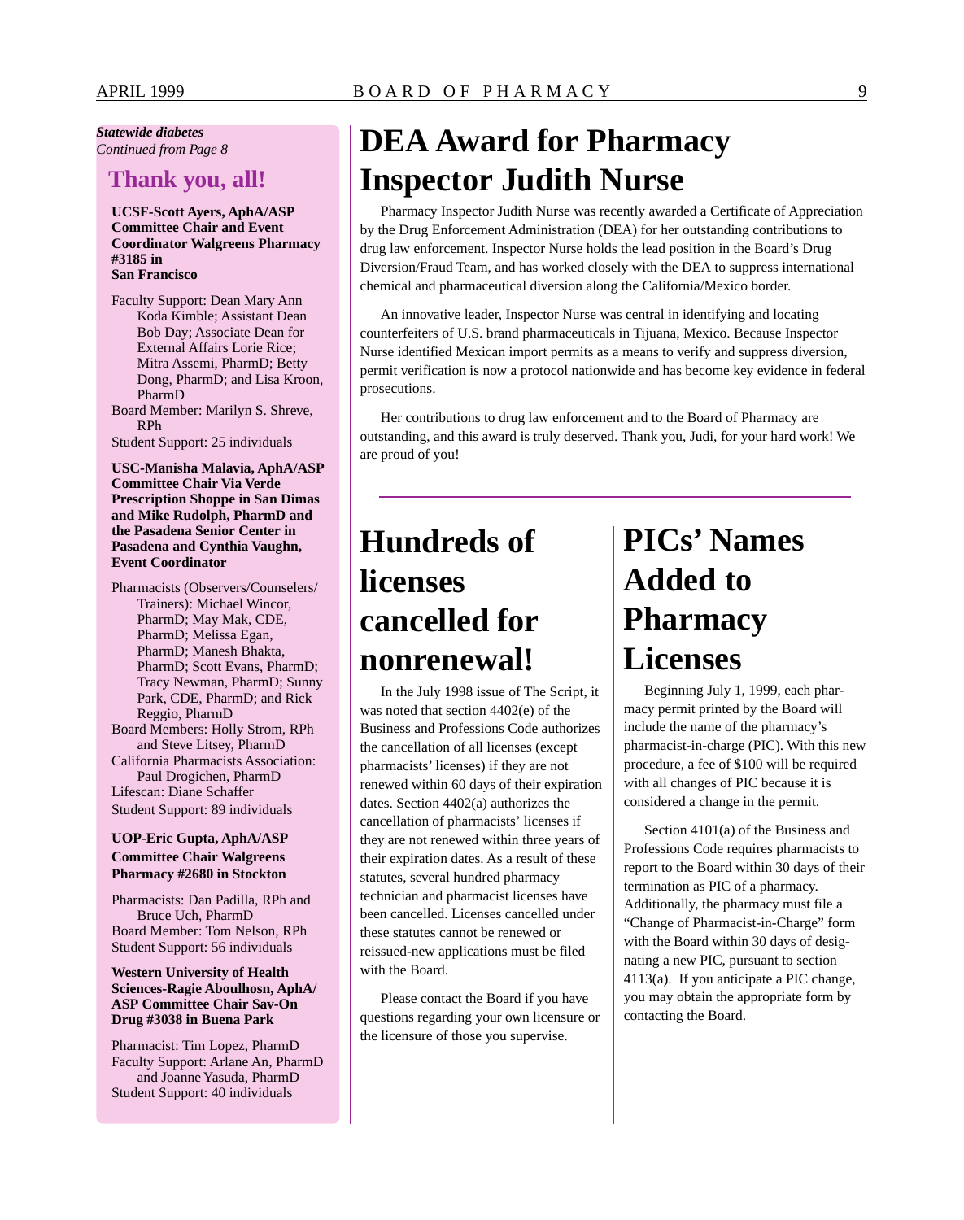*Statewide diabetes*
*Continued from Page 8*

## Thank you, all!

**UCSF-Scott Ayers, AphA/ASP Committee Chair and Event Coordinator Walgreens Pharmacy #3185 in San Francisco**

Faculty Support: Dean Mary Ann Koda Kimble; Assistant Dean Bob Day; Associate Dean for External Affairs Lorie Rice; Mitra Assemi, PharmD; Betty Dong, PharmD; and Lisa Kroon, PharmD
Board Member: Marilyn S. Shreve, RPh
Student Support: 25 individuals

**USC-Manisha Malavia, AphA/ASP Committee Chair Via Verde Prescription Shoppe in San Dimas and Mike Rudolph, PharmD and the Pasadena Senior Center in Pasadena and Cynthia Vaughn, Event Coordinator**

Pharmacists (Observers/Counselers/Trainers): Michael Wincor, PharmD; May Mak, CDE, PharmD; Melissa Egan, PharmD; Manesh Bhakta, PharmD; Scott Evans, PharmD; Tracy Newman, PharmD; Sunny Park, CDE, PharmD; and Rick Reggio, PharmD
Board Members: Holly Strom, RPh and Steve Litsey, PharmD
California Pharmacists Association: Paul Drogichen, PharmD
Lifescan: Diane Schaffer
Student Support: 89 individuals

**UOP-Eric Gupta, AphA/ASP Committee Chair Walgreens Pharmacy #2680 in Stockton**

Pharmacists: Dan Padilla, RPh and Bruce Uch, PharmD
Board Member: Tom Nelson, RPh
Student Support: 56 individuals

**Western University of Health Sciences-Ragie Aboulhosn, AphA/ASP Committee Chair Sav-On Drug #3038 in Buena Park**

Pharmacist: Tim Lopez, PharmD
Faculty Support: Arlane An, PharmD and Joanne Yasuda, PharmD
Student Support: 40 individuals

# DEA Award for Pharmacy Inspector Judith Nurse

Pharmacy Inspector Judith Nurse was recently awarded a Certificate of Appreciation by the Drug Enforcement Administration (DEA) for her outstanding contributions to drug law enforcement. Inspector Nurse holds the lead position in the Board's Drug Diversion/Fraud Team, and has worked closely with the DEA to suppress international chemical and pharmaceutical diversion along the California/Mexico border.

An innovative leader, Inspector Nurse was central in identifying and locating counterfeiters of U.S. brand pharmaceuticals in Tijuana, Mexico. Because Inspector Nurse identified Mexican import permits as a means to verify and suppress diversion, permit verification is now a protocol nationwide and has become key evidence in federal prosecutions.

Her contributions to drug law enforcement and to the Board of Pharmacy are outstanding, and this award is truly deserved. Thank you, Judi, for your hard work! We are proud of you!

# Hundreds of licenses cancelled for nonrenewal!

In the July 1998 issue of The Script, it was noted that section 4402(e) of the Business and Professions Code authorizes the cancellation of all licenses (except pharmacists' licenses) if they are not renewed within 60 days of their expiration dates. Section 4402(a) authorizes the cancellation of pharmacists' licenses if they are not renewed within three years of their expiration dates. As a result of these statutes, several hundred pharmacy technician and pharmacist licenses have been cancelled. Licenses cancelled under these statutes cannot be renewed or reissued-new applications must be filed with the Board.

Please contact the Board if you have questions regarding your own licensure or the licensure of those you supervise.

# PICs' Names Added to Pharmacy Licenses

Beginning July 1, 1999, each pharmacy permit printed by the Board will include the name of the pharmacy's pharmacist-in-charge (PIC). With this new procedure, a fee of $100 will be required with all changes of PIC because it is considered a change in the permit.

Section 4101(a) of the Business and Professions Code requires pharmacists to report to the Board within 30 days of their termination as PIC of a pharmacy. Additionally, the pharmacy must file a "Change of Pharmacist-in-Charge" form with the Board within 30 days of designating a new PIC, pursuant to section 4113(a). If you anticipate a PIC change, you may obtain the appropriate form by contacting the Board.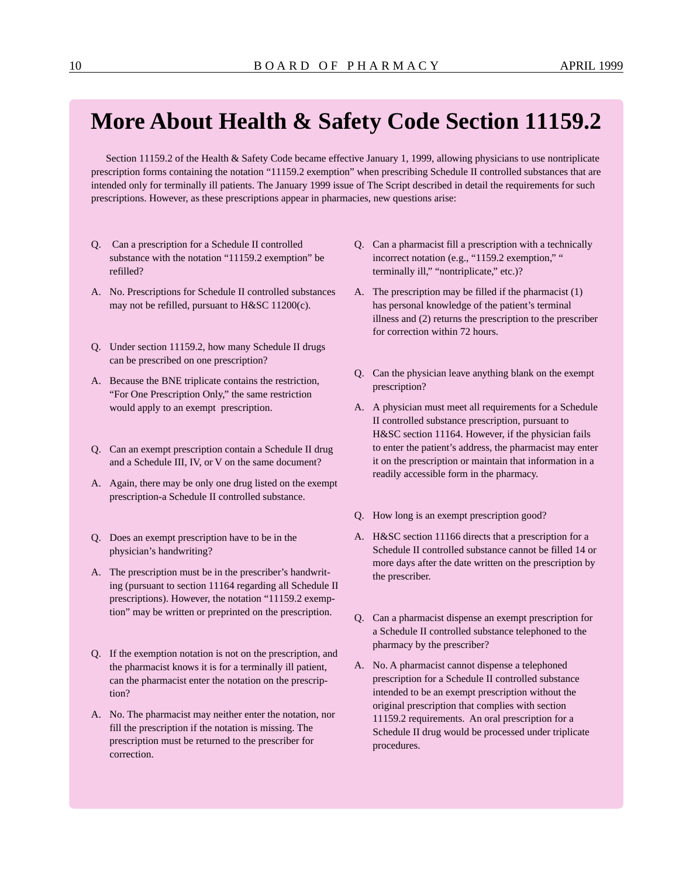# More About Health & Safety Code Section 11159.2

Section 11159.2 of the Health & Safety Code became effective January 1, 1999, allowing physicians to use nontriplicate prescription forms containing the notation "11159.2 exemption" when prescribing Schedule II controlled substances that are intended only for terminally ill patients. The January 1999 issue of The Script described in detail the requirements for such prescriptions. However, as these prescriptions appear in pharmacies, new questions arise:

Q. Can a prescription for a Schedule II controlled substance with the notation "11159.2 exemption" be refilled?

A. No. Prescriptions for Schedule II controlled substances may not be refilled, pursuant to H&SC 11200(c).

Q. Under section 11159.2, how many Schedule II drugs can be prescribed on one prescription?

A. Because the BNE triplicate contains the restriction, "For One Prescription Only," the same restriction would apply to an exempt prescription.

Q. Can an exempt prescription contain a Schedule II drug and a Schedule III, IV, or V on the same document?

A. Again, there may be only one drug listed on the exempt prescription-a Schedule II controlled substance.

Q. Does an exempt prescription have to be in the physician's handwriting?

A. The prescription must be in the prescriber's handwriting (pursuant to section 11164 regarding all Schedule II prescriptions). However, the notation "11159.2 exemption" may be written or preprinted on the prescription.

Q. If the exemption notation is not on the prescription, and the pharmacist knows it is for a terminally ill patient, can the pharmacist enter the notation on the prescription?

A. No. The pharmacist may neither enter the notation, nor fill the prescription if the notation is missing. The prescription must be returned to the prescriber for correction.

Q. Can a pharmacist fill a prescription with a technically incorrect notation (e.g., "1159.2 exemption," " terminally ill," "nontriplicate," etc.)?

A. The prescription may be filled if the pharmacist (1) has personal knowledge of the patient's terminal illness and (2) returns the prescription to the prescriber for correction within 72 hours.

Q. Can the physician leave anything blank on the exempt prescription?

A. A physician must meet all requirements for a Schedule II controlled substance prescription, pursuant to H&SC section 11164. However, if the physician fails to enter the patient's address, the pharmacist may enter it on the prescription or maintain that information in a readily accessible form in the pharmacy.

Q. How long is an exempt prescription good?

A. H&SC section 11166 directs that a prescription for a Schedule II controlled substance cannot be filled 14 or more days after the date written on the prescription by the prescriber.

Q. Can a pharmacist dispense an exempt prescription for a Schedule II controlled substance telephoned to the pharmacy by the prescriber?

A. No. A pharmacist cannot dispense a telephoned prescription for a Schedule II controlled substance intended to be an exempt prescription without the original prescription that complies with section 11159.2 requirements. An oral prescription for a Schedule II drug would be processed under triplicate procedures.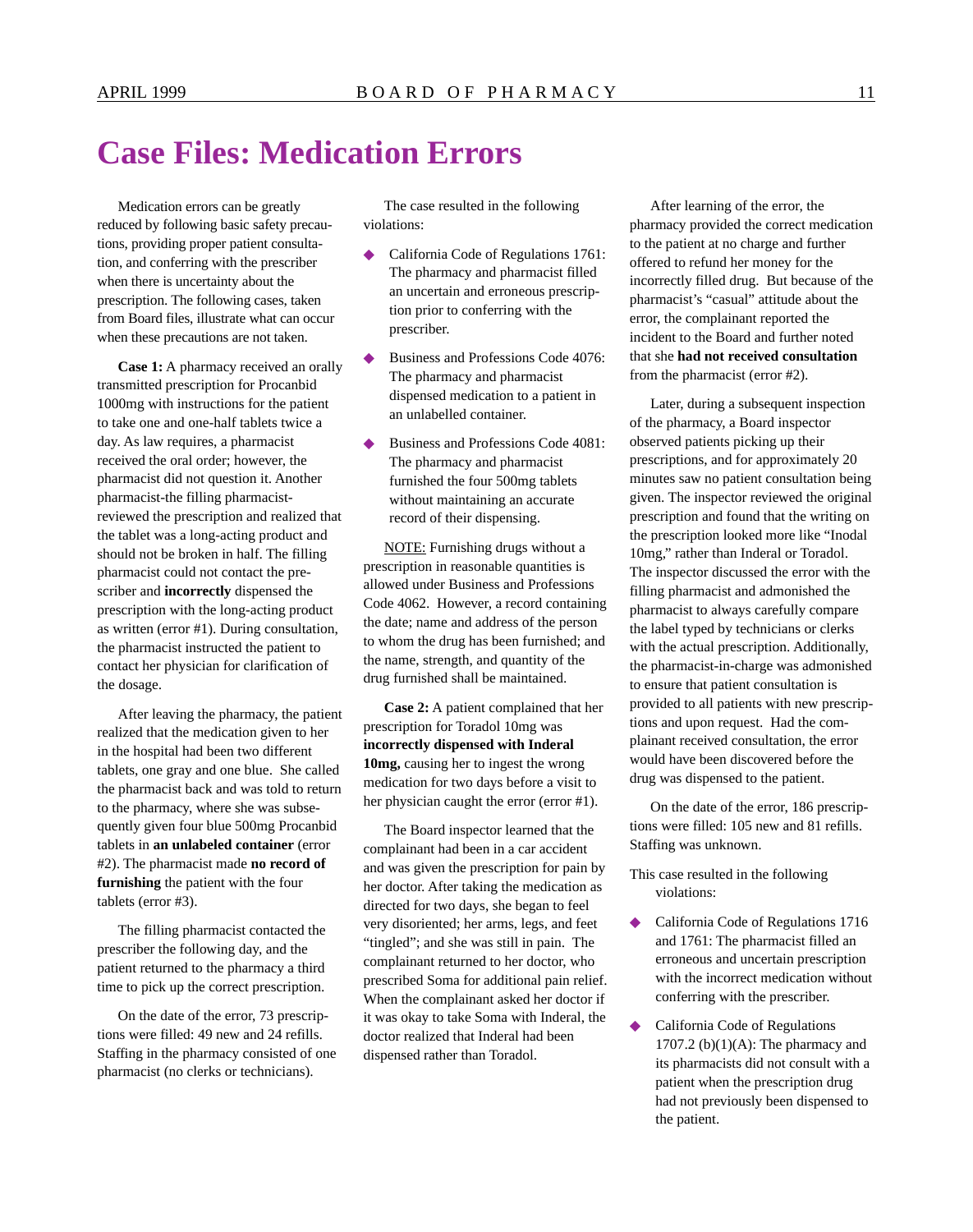# Case Files: Medication Errors

Medication errors can be greatly reduced by following basic safety precautions, providing proper patient consultation, and conferring with the prescriber when there is uncertainty about the prescription. The following cases, taken from Board files, illustrate what can occur when these precautions are not taken.

**Case 1:** A pharmacy received an orally transmitted prescription for Procanbid 1000mg with instructions for the patient to take one and one-half tablets twice a day. As law requires, a pharmacist received the oral order; however, the pharmacist did not question it. Another pharmacist-the filling pharmacist-reviewed the prescription and realized that the tablet was a long-acting product and should not be broken in half. The filling pharmacist could not contact the prescriber and **incorrectly** dispensed the prescription with the long-acting product as written (error #1). During consultation, the pharmacist instructed the patient to contact her physician for clarification of the dosage.

After leaving the pharmacy, the patient realized that the medication given to her in the hospital had been two different tablets, one gray and one blue. She called the pharmacist back and was told to return to the pharmacy, where she was subsequently given four blue 500mg Procanbid tablets in **an unlabeled container** (error #2). The pharmacist made **no record of furnishing** the patient with the four tablets (error #3).

The filling pharmacist contacted the prescriber the following day, and the patient returned to the pharmacy a third time to pick up the correct prescription.

On the date of the error, 73 prescriptions were filled: 49 new and 24 refills. Staffing in the pharmacy consisted of one pharmacist (no clerks or technicians).

The case resulted in the following violations:

- California Code of Regulations 1761: The pharmacy and pharmacist filled an uncertain and erroneous prescription prior to conferring with the prescriber.
- Business and Professions Code 4076: The pharmacy and pharmacist dispensed medication to a patient in an unlabelled container.
- Business and Professions Code 4081: The pharmacy and pharmacist furnished the four 500mg tablets without maintaining an accurate record of their dispensing.

<u>NOTE:</u> Furnishing drugs without a prescription in reasonable quantities is allowed under Business and Professions Code 4062. However, a record containing the date; name and address of the person to whom the drug has been furnished; and the name, strength, and quantity of the drug furnished shall be maintained.

**Case 2:** A patient complained that her prescription for Toradol 10mg was **incorrectly dispensed with Inderal 10mg,** causing her to ingest the wrong medication for two days before a visit to her physician caught the error (error #1).

The Board inspector learned that the complainant had been in a car accident and was given the prescription for pain by her doctor. After taking the medication as directed for two days, she began to feel very disoriented; her arms, legs, and feet "tingled"; and she was still in pain. The complainant returned to her doctor, who prescribed Soma for additional pain relief. When the complainant asked her doctor if it was okay to take Soma with Inderal, the doctor realized that Inderal had been dispensed rather than Toradol.

After learning of the error, the pharmacy provided the correct medication to the patient at no charge and further offered to refund her money for the incorrectly filled drug. But because of the pharmacist's "casual" attitude about the error, the complainant reported the incident to the Board and further noted that she **had not received consultation** from the pharmacist (error #2).

Later, during a subsequent inspection of the pharmacy, a Board inspector observed patients picking up their prescriptions, and for approximately 20 minutes saw no patient consultation being given. The inspector reviewed the original prescription and found that the writing on the prescription looked more like "Inodal 10mg," rather than Inderal or Toradol. The inspector discussed the error with the filling pharmacist and admonished the pharmacist to always carefully compare the label typed by technicians or clerks with the actual prescription. Additionally, the pharmacist-in-charge was admonished to ensure that patient consultation is provided to all patients with new prescriptions and upon request. Had the complainant received consultation, the error would have been discovered before the drug was dispensed to the patient.

On the date of the error, 186 prescriptions were filled: 105 new and 81 refills. Staffing was unknown.

This case resulted in the following violations:

- California Code of Regulations 1716 and 1761: The pharmacist filled an erroneous and uncertain prescription with the incorrect medication without conferring with the prescriber.
- California Code of Regulations 1707.2 (b)(1)(A): The pharmacy and its pharmacists did not consult with a patient when the prescription drug had not previously been dispensed to the patient.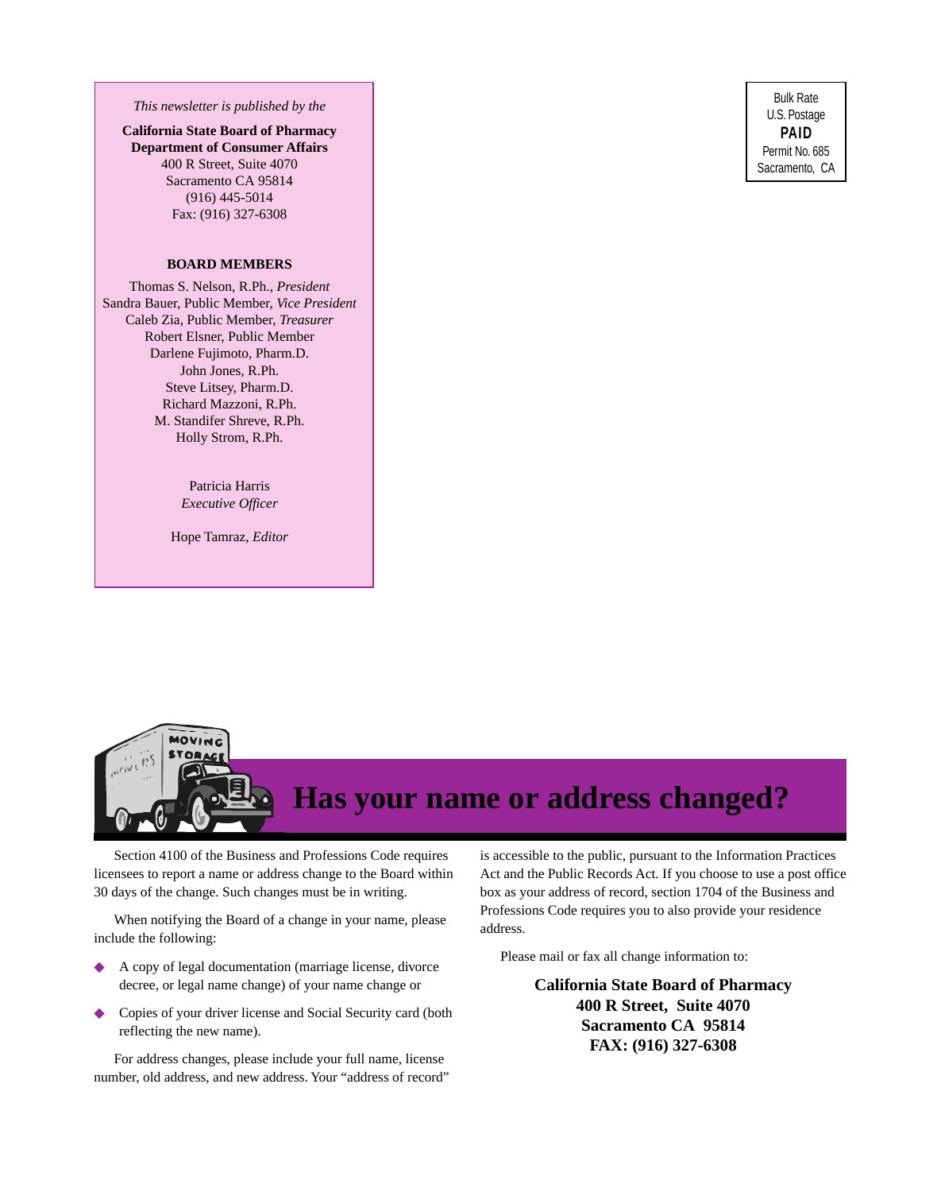*This newsletter is published by the*

**California State Board of Pharmacy**
**Department of Consumer Affairs**
400 R Street, Suite 4070
Sacramento CA 95814
(916) 445-5014
Fax: (916) 327-6308

**BOARD MEMBERS**

Thomas S. Nelson, R.Ph., *President*
Sandra Bauer, Public Member, *Vice President*
Caleb Zia, Public Member, *Treasurer*
Robert Elsner, Public Member
Darlene Fujimoto, Pharm.D.
John Jones, R.Ph.
Steve Litsey, Pharm.D.
Richard Mazzoni, R.Ph.
M. Standifer Shreve, R.Ph.
Holly Strom, R.Ph.

Patricia Harris
*Executive Officer*

Hope Tamraz, *Editor*

Bulk Rate
U.S. Postage
**PAID**
Permit No. 685
Sacramento, CA

# Has your name or address changed?

Section 4100 of the Business and Professions Code requires licensees to report a name or address change to the Board within 30 days of the change. Such changes must be in writing.

When notifying the Board of a change in your name, please include the following:

- A copy of legal documentation (marriage license, divorce decree, or legal name change) of your name change or
- Copies of your driver license and Social Security card (both reflecting the new name).

For address changes, please include your full name, license number, old address, and new address. Your "address of record" is accessible to the public, pursuant to the Information Practices Act and the Public Records Act. If you choose to use a post office box as your address of record, section 1704 of the Business and Professions Code requires you to also provide your residence address.

Please mail or fax all change information to:

**California State Board of Pharmacy**
**400 R Street, Suite 4070**
**Sacramento CA 95814**
**FAX: (916) 327-6308**